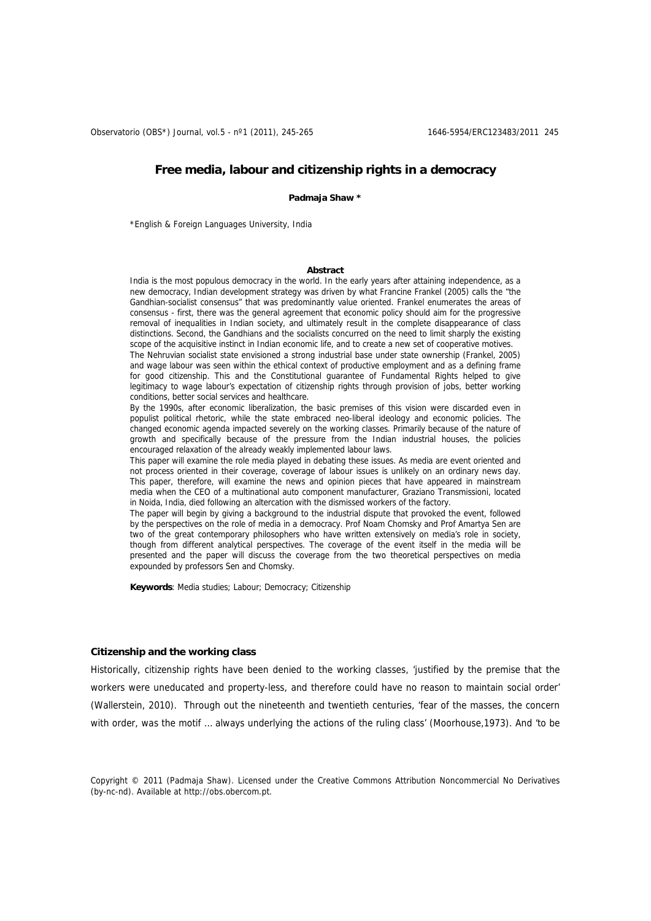# Free media, labour and citizenship rights in a democracy

**Padmaja Shaw \***

\*English & Foreign Languages University, India

**Abstract**

India is the most populous democracy in the world. In the early years after attaining independence, as a new democracy, Indian development strategy was driven by what Francine Frankel (2005) calls the "the Gandhian-socialist consensus" that was predominantly value oriented. Frankel enumerates the areas of consensus - first, there was the general agreement that economic policy should aim for the progressive removal of inequalities in Indian society, and ultimately result in the complete disappearance of class distinctions. Second, the Gandhians and the socialists concurred on the need to limit sharply the existing scope of the acquisitive instinct in Indian economic life, and to create a new set of cooperative motives.

The Nehruvian socialist state envisioned a strong industrial base under state ownership (Frankel, 2005) and wage labour was seen within the ethical context of productive employment and as a defining frame for good citizenship. This and the Constitutional guarantee of Fundamental Rights helped to give legitimacy to wage labour's expectation of citizenship rights through provision of jobs, better working conditions, better social services and healthcare.

By the 1990s, after economic liberalization, the basic premises of this vision were discarded even in populist political rhetoric, while the state embraced neo-liberal ideology and economic policies. The changed economic agenda impacted severely on the working classes. Primarily because of the nature of growth and specifically because of the pressure from the Indian industrial houses, the policies encouraged relaxation of the already weakly implemented labour laws.

This paper will examine the role media played in debating these issues. As media are event oriented and not process oriented in their coverage, coverage of labour issues is unlikely on an ordinary news day. This paper, therefore, will examine the news and opinion pieces that have appeared in mainstream media when the CEO of a multinational auto component manufacturer, Graziano Transmissioni, located in Noida, India, died following an altercation with the dismissed workers of the factory.

The paper will begin by giving a background to the industrial dispute that provoked the event, followed by the perspectives on the role of media in a democracy. Prof Noam Chomsky and Prof Amartya Sen are two of the great contemporary philosophers who have written extensively on media's role in society, though from different analytical perspectives. The coverage of the event itself in the media will be presented and the paper will discuss the coverage from the two theoretical perspectives on media expounded by professors Sen and Chomsky.

**Keywords**: Media studies; Labour; Democracy; Citizenship

## Citizenship and the working class

Historically, citizenship rights have been denied to the working classes, 'justified by the premise that the workers were uneducated and property-less, and therefore could have no reason to maintain social order' (Wallerstein, 2010). Through out the nineteenth and twentieth centuries, 'fear of the masses, the concern with order, was the motif … always underlying the actions of the ruling class' (Moorhouse,1973). And 'to be

Copyright © 2011 (Padmaja Shaw). Licensed under the Creative Commons Attribution Noncommercial No Derivatives (by-nc-nd). Available at http://obs.obercom.pt.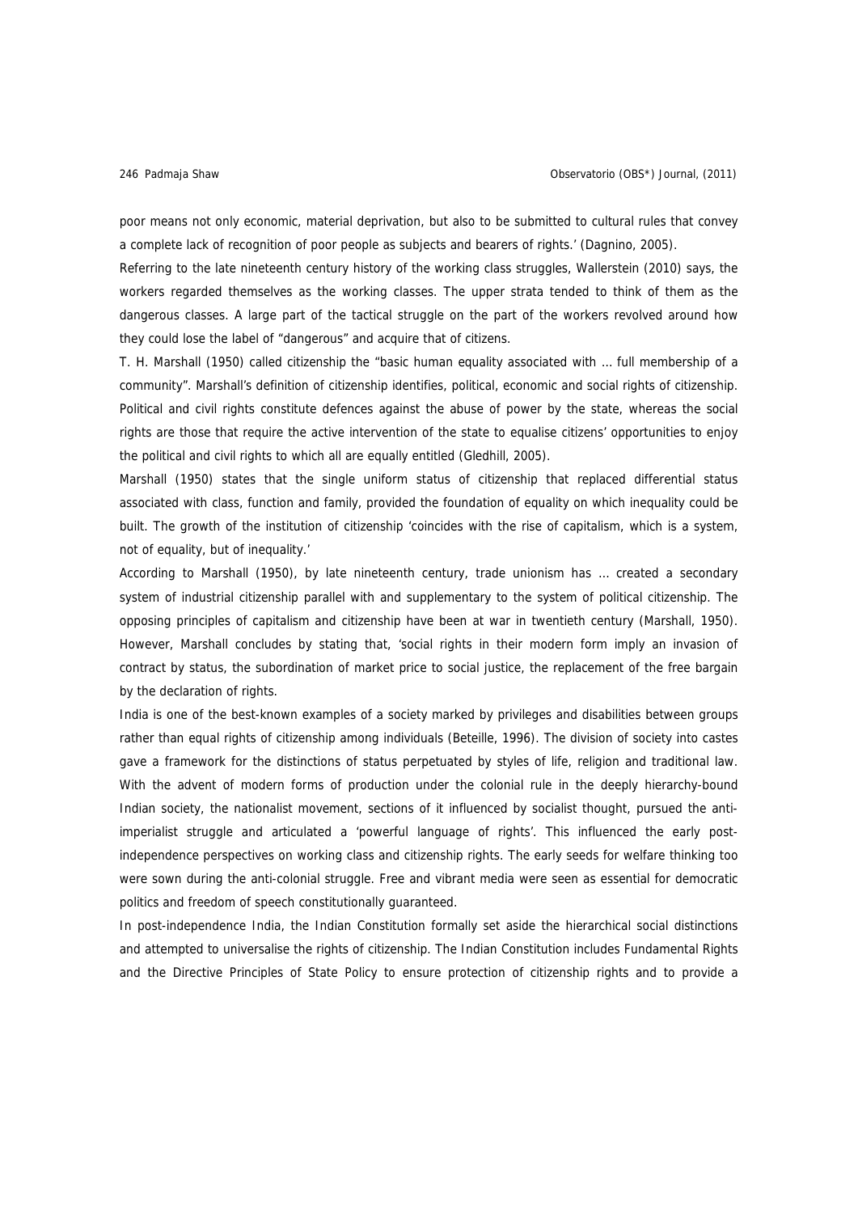poor means not only economic, material deprivation, but also to be submitted to cultural rules that convey a complete lack of recognition of poor people as subjects and bearers of rights.' (Dagnino, 2005).

Referring to the late nineteenth century history of the working class struggles, Wallerstein (2010) says, the workers regarded themselves as the working classes. The upper strata tended to think of them as the dangerous classes. A large part of the tactical struggle on the part of the workers revolved around how they could lose the label of "dangerous" and acquire that of citizens.

T. H. Marshall (1950) called citizenship the "basic human equality associated with … full membership of a community". Marshall's definition of citizenship identifies, political, economic and social rights of citizenship. Political and civil rights constitute defences against the abuse of power by the state, whereas the social rights are those that require the active intervention of the state to equalise citizens' opportunities to enjoy the political and civil rights to which all are equally entitled (Gledhill, 2005).

Marshall (1950) states that the single uniform status of citizenship that replaced differential status associated with class, function and family, provided the foundation of equality on which inequality could be built. The growth of the institution of citizenship 'coincides with the rise of capitalism, which is a system, not of equality, but of inequality.'

According to Marshall (1950), by late nineteenth century, trade unionism has … created a secondary system of industrial citizenship parallel with and supplementary to the system of political citizenship. The opposing principles of capitalism and citizenship have been at war in twentieth century (Marshall, 1950). However, Marshall concludes by stating that, 'social rights in their modern form imply an invasion of contract by status, the subordination of market price to social justice, the replacement of the free bargain by the declaration of rights.

India is one of the best-known examples of a society marked by privileges and disabilities between groups rather than equal rights of citizenship among individuals (Beteille, 1996). The division of society into castes gave a framework for the distinctions of status perpetuated by styles of life, religion and traditional law. With the advent of modern forms of production under the colonial rule in the deeply hierarchy-bound Indian society, the nationalist movement, sections of it influenced by socialist thought, pursued the anti-imperialist struggle and articulated a 'powerful language of rights'. This influenced the early post-independence perspectives on working class and citizenship rights. The early seeds for welfare thinking too were sown during the anti-colonial struggle. Free and vibrant media were seen as essential for democratic politics and freedom of speech constitutionally guaranteed.

In post-independence India, the Indian Constitution formally set aside the hierarchical social distinctions and attempted to universalise the rights of citizenship. The Indian Constitution includes Fundamental Rights and the Directive Principles of State Policy to ensure protection of citizenship rights and to provide a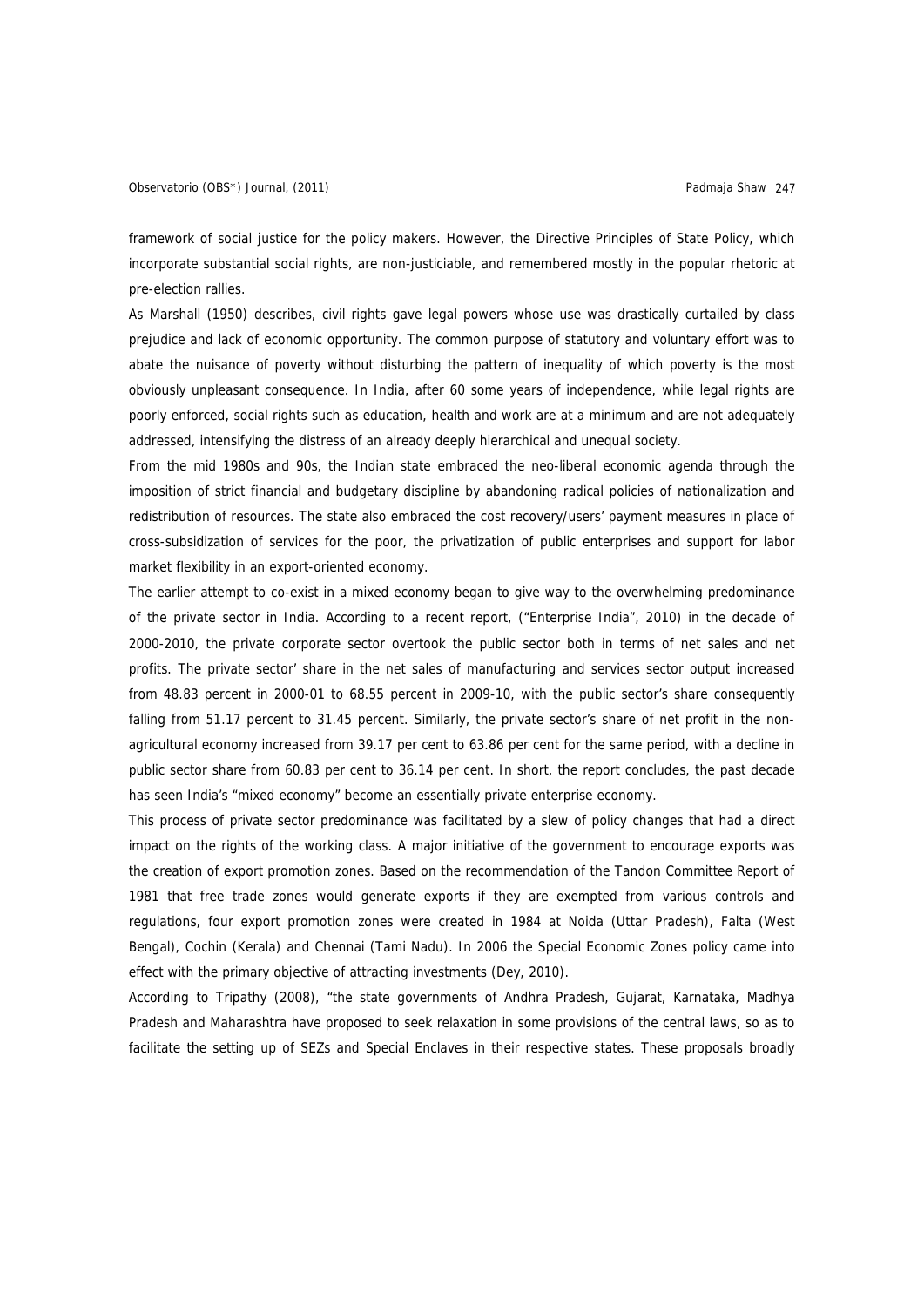framework of social justice for the policy makers. However, the Directive Principles of State Policy, which incorporate substantial social rights, are non-justiciable, and remembered mostly in the popular rhetoric at pre-election rallies.

As Marshall (1950) describes, civil rights gave legal powers whose use was drastically curtailed by class prejudice and lack of economic opportunity. The common purpose of statutory and voluntary effort was to abate the nuisance of poverty without disturbing the pattern of inequality of which poverty is the most obviously unpleasant consequence. In India, after 60 some years of independence, while legal rights are poorly enforced, social rights such as education, health and work are at a minimum and are not adequately addressed, intensifying the distress of an already deeply hierarchical and unequal society.

From the mid 1980s and 90s, the Indian state embraced the neo-liberal economic agenda through the imposition of strict financial and budgetary discipline by abandoning radical policies of nationalization and redistribution of resources. The state also embraced the cost recovery/users' payment measures in place of cross-subsidization of services for the poor, the privatization of public enterprises and support for labor market flexibility in an export-oriented economy.

The earlier attempt to co-exist in a mixed economy began to give way to the overwhelming predominance of the private sector in India. According to a recent report, ("Enterprise India", 2010) in the decade of 2000-2010, the private corporate sector overtook the public sector both in terms of net sales and net profits. The private sector' share in the net sales of manufacturing and services sector output increased from 48.83 percent in 2000-01 to 68.55 percent in 2009-10, with the public sector's share consequently falling from 51.17 percent to 31.45 percent. Similarly, the private sector's share of net profit in the non-agricultural economy increased from 39.17 per cent to 63.86 per cent for the same period, with a decline in public sector share from 60.83 per cent to 36.14 per cent. In short, the report concludes, the past decade has seen India's "mixed economy" become an essentially private enterprise economy.

This process of private sector predominance was facilitated by a slew of policy changes that had a direct impact on the rights of the working class. A major initiative of the government to encourage exports was the creation of export promotion zones. Based on the recommendation of the Tandon Committee Report of 1981 that free trade zones would generate exports if they are exempted from various controls and regulations, four export promotion zones were created in 1984 at Noida (Uttar Pradesh), Falta (West Bengal), Cochin (Kerala) and Chennai (Tami Nadu). In 2006 the Special Economic Zones policy came into effect with the primary objective of attracting investments (Dey, 2010).

According to Tripathy (2008), "the state governments of Andhra Pradesh, Gujarat, Karnataka, Madhya Pradesh and Maharashtra have proposed to seek relaxation in some provisions of the central laws, so as to facilitate the setting up of SEZs and Special Enclaves in their respective states. These proposals broadly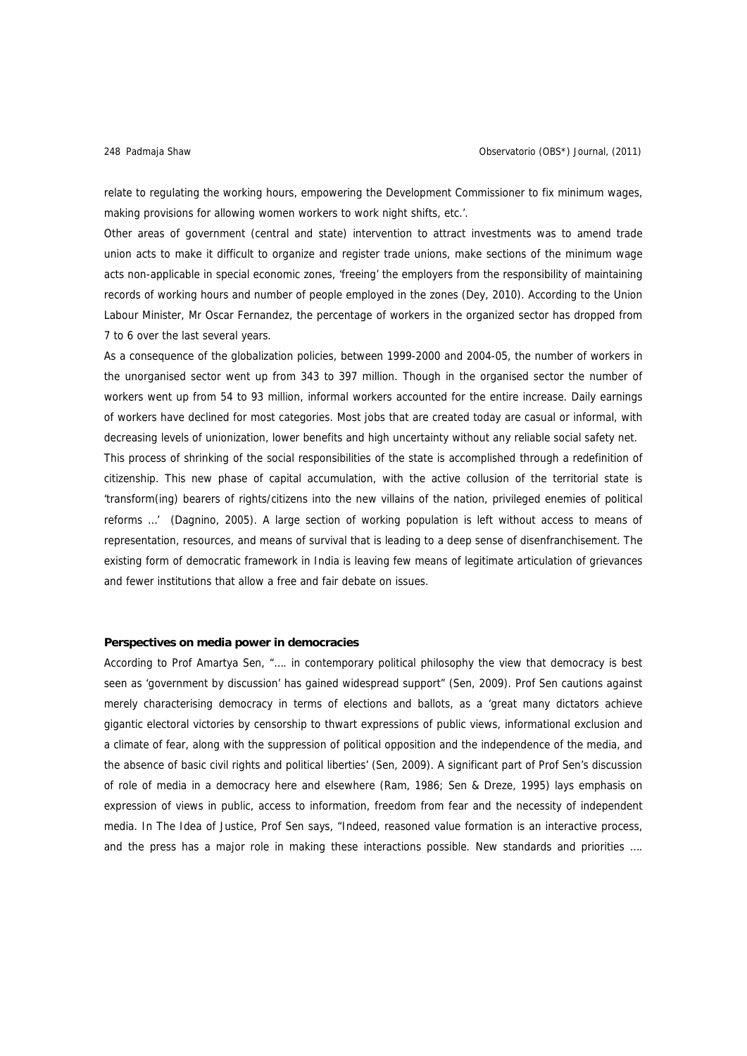relate to regulating the working hours, empowering the Development Commissioner to fix minimum wages, making provisions for allowing women workers to work night shifts, etc.'.

Other areas of government (central and state) intervention to attract investments was to amend trade union acts to make it difficult to organize and register trade unions, make sections of the minimum wage acts non-applicable in special economic zones, 'freeing' the employers from the responsibility of maintaining records of working hours and number of people employed in the zones (Dey, 2010). According to the Union Labour Minister, Mr Oscar Fernandez, the percentage of workers in the organized sector has dropped from 7 to 6 over the last several years.

As a consequence of the globalization policies, between 1999-2000 and 2004-05, the number of workers in the unorganised sector went up from 343 to 397 million. Though in the organised sector the number of workers went up from 54 to 93 million, informal workers accounted for the entire increase. Daily earnings of workers have declined for most categories. Most jobs that are created today are casual or informal, with decreasing levels of unionization, lower benefits and high uncertainty without any reliable social safety net.

This process of shrinking of the social responsibilities of the state is accomplished through a redefinition of citizenship. This new phase of capital accumulation, with the active collusion of the territorial state is 'transform(ing) bearers of rights/citizens into the new villains of the nation, privileged enemies of political reforms ...' (Dagnino, 2005). A large section of working population is left without access to means of representation, resources, and means of survival that is leading to a deep sense of disenfranchisement. The existing form of democratic framework in India is leaving few means of legitimate articulation of grievances and fewer institutions that allow a free and fair debate on issues.

**Perspectives on media power in democracies**

According to Prof Amartya Sen, "…. in contemporary political philosophy the view that democracy is best seen as 'government by discussion' has gained widespread support" (Sen, 2009). Prof Sen cautions against merely characterising democracy in terms of elections and ballots, as a 'great many dictators achieve gigantic electoral victories by censorship to thwart expressions of public views, informational exclusion and a climate of fear, along with the suppression of political opposition and the independence of the media, and the absence of basic civil rights and political liberties' (Sen, 2009). A significant part of Prof Sen's discussion of role of media in a democracy here and elsewhere (Ram, 1986; Sen & Dreze, 1995) lays emphasis on expression of views in public, access to information, freedom from fear and the necessity of independent media. In The Idea of Justice, Prof Sen says, "Indeed, reasoned value formation is an interactive process, and the press has a major role in making these interactions possible. New standards and priorities ….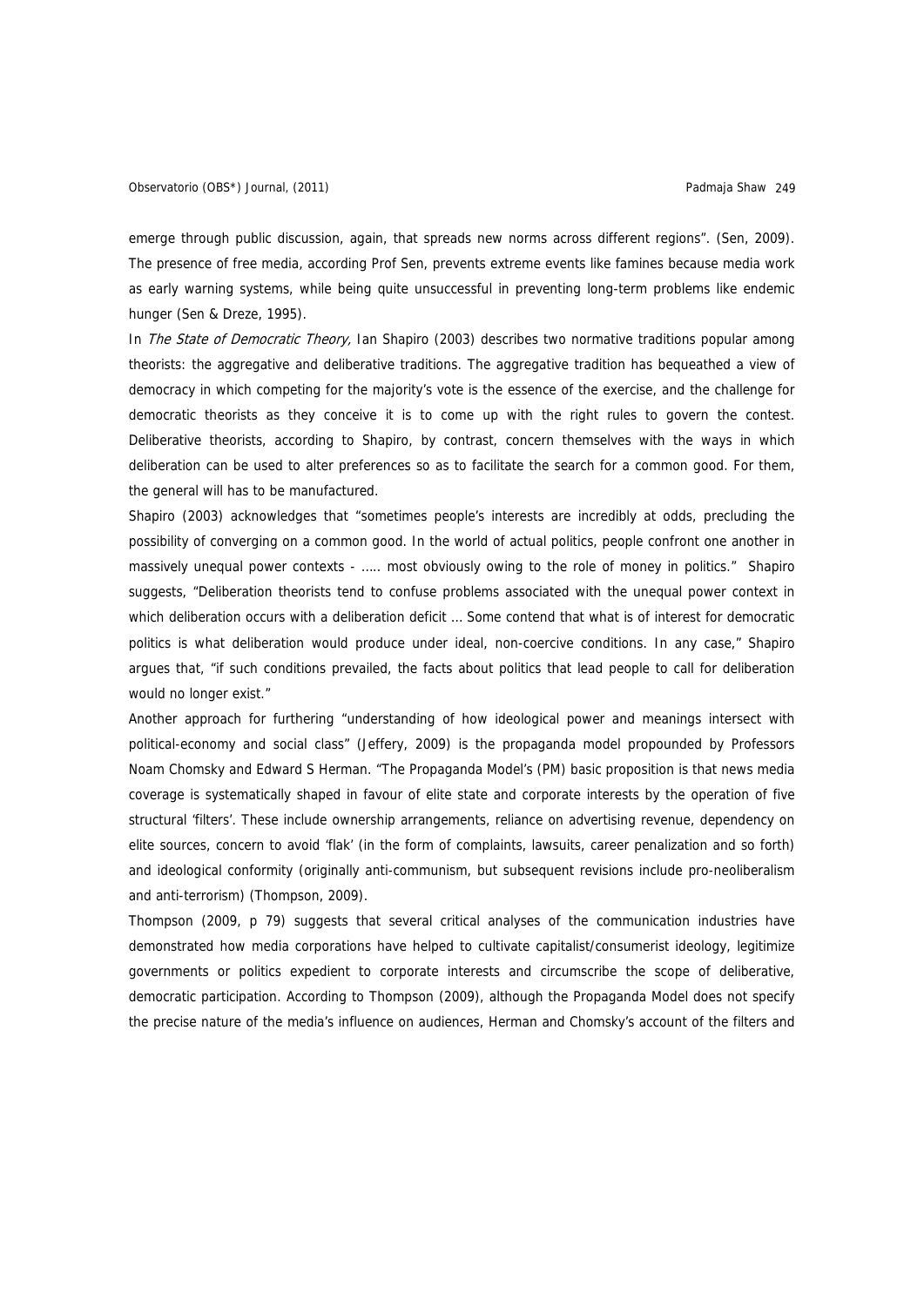emerge through public discussion, again, that spreads new norms across different regions". (Sen, 2009). The presence of free media, according Prof Sen, prevents extreme events like famines because media work as early warning systems, while being quite unsuccessful in preventing long-term problems like endemic hunger (Sen & Dreze, 1995).

In *The State of Democratic Theory,* Ian Shapiro (2003) describes two normative traditions popular among theorists: the aggregative and deliberative traditions. The aggregative tradition has bequeathed a view of democracy in which competing for the majority's vote is the essence of the exercise, and the challenge for democratic theorists as they conceive it is to come up with the right rules to govern the contest. Deliberative theorists, according to Shapiro, by contrast, concern themselves with the ways in which deliberation can be used to alter preferences so as to facilitate the search for a common good. For them, the general will has to be manufactured.

Shapiro (2003) acknowledges that "sometimes people's interests are incredibly at odds, precluding the possibility of converging on a common good. In the world of actual politics, people confront one another in massively unequal power contexts - ….. most obviously owing to the role of money in politics." Shapiro suggests, "Deliberation theorists tend to confuse problems associated with the unequal power context in which deliberation occurs with a deliberation deficit … Some contend that what is of interest for democratic politics is what deliberation would produce under ideal, non-coercive conditions. In any case," Shapiro argues that, "if such conditions prevailed, the facts about politics that lead people to call for deliberation would no longer exist."

Another approach for furthering "understanding of how ideological power and meanings intersect with political-economy and social class" (Jeffery, 2009) is the propaganda model propounded by Professors Noam Chomsky and Edward S Herman. "The Propaganda Model's (PM) basic proposition is that news media coverage is systematically shaped in favour of elite state and corporate interests by the operation of five structural 'filters'. These include ownership arrangements, reliance on advertising revenue, dependency on elite sources, concern to avoid 'flak' (in the form of complaints, lawsuits, career penalization and so forth) and ideological conformity (originally anti-communism, but subsequent revisions include pro-neoliberalism and anti-terrorism) (Thompson, 2009).

Thompson (2009, p 79) suggests that several critical analyses of the communication industries have demonstrated how media corporations have helped to cultivate capitalist/consumerist ideology, legitimize governments or politics expedient to corporate interests and circumscribe the scope of deliberative, democratic participation. According to Thompson (2009), although the Propaganda Model does not specify the precise nature of the media's influence on audiences, Herman and Chomsky's account of the filters and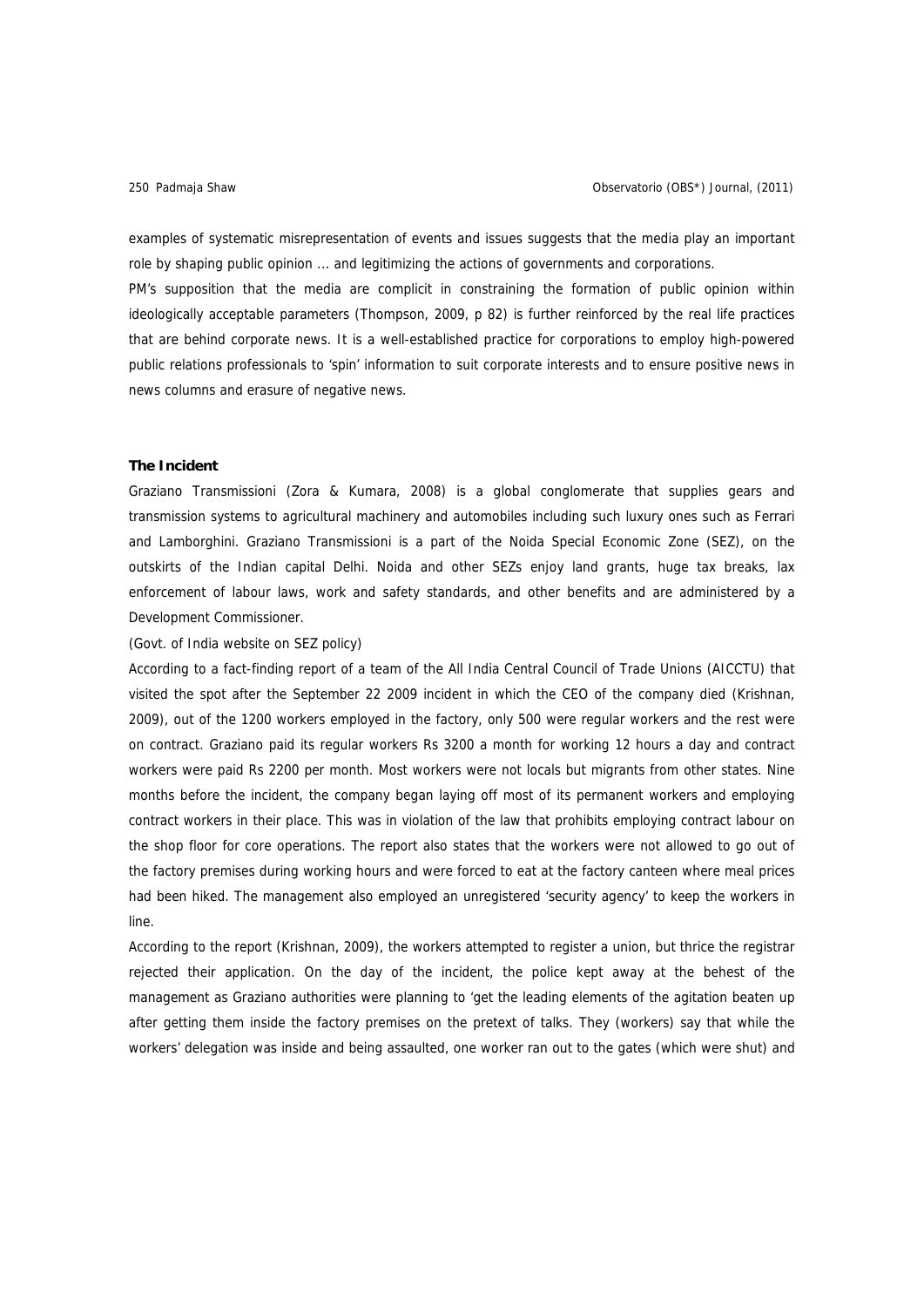examples of systematic misrepresentation of events and issues suggests that the media play an important role by shaping public opinion ... and legitimizing the actions of governments and corporations.

PM's supposition that the media are complicit in constraining the formation of public opinion within ideologically acceptable parameters (Thompson, 2009, p 82) is further reinforced by the real life practices that are behind corporate news. It is a well-established practice for corporations to employ high-powered public relations professionals to 'spin' information to suit corporate interests and to ensure positive news in news columns and erasure of negative news.

**The Incident**

Graziano Transmissioni (Zora & Kumara, 2008) is a global conglomerate that supplies gears and transmission systems to agricultural machinery and automobiles including such luxury ones such as Ferrari and Lamborghini. Graziano Transmissioni is a part of the Noida Special Economic Zone (SEZ), on the outskirts of the Indian capital Delhi. Noida and other SEZs enjoy land grants, huge tax breaks, lax enforcement of labour laws, work and safety standards, and other benefits and are administered by a Development Commissioner.

(Govt. of India website on SEZ policy)

According to a fact-finding report of a team of the All India Central Council of Trade Unions (AICCTU) that visited the spot after the September 22 2009 incident in which the CEO of the company died (Krishnan, 2009), out of the 1200 workers employed in the factory, only 500 were regular workers and the rest were on contract. Graziano paid its regular workers Rs 3200 a month for working 12 hours a day and contract workers were paid Rs 2200 per month. Most workers were not locals but migrants from other states. Nine months before the incident, the company began laying off most of its permanent workers and employing contract workers in their place. This was in violation of the law that prohibits employing contract labour on the shop floor for core operations. The report also states that the workers were not allowed to go out of the factory premises during working hours and were forced to eat at the factory canteen where meal prices had been hiked. The management also employed an unregistered 'security agency' to keep the workers in line.

According to the report (Krishnan, 2009), the workers attempted to register a union, but thrice the registrar rejected their application. On the day of the incident, the police kept away at the behest of the management as Graziano authorities were planning to 'get the leading elements of the agitation beaten up after getting them inside the factory premises on the pretext of talks. They (workers) say that while the workers' delegation was inside and being assaulted, one worker ran out to the gates (which were shut) and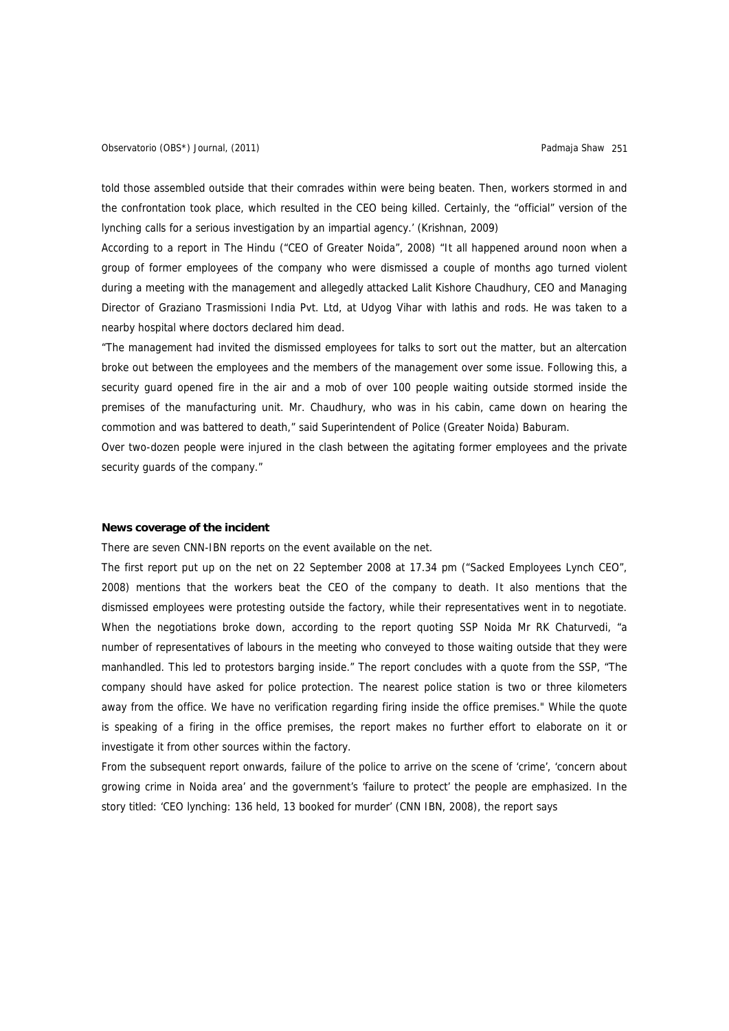told those assembled outside that their comrades within were being beaten. Then, workers stormed in and the confrontation took place, which resulted in the CEO being killed. Certainly, the "official" version of the lynching calls for a serious investigation by an impartial agency.' (Krishnan, 2009)

According to a report in The Hindu ("CEO of Greater Noida", 2008) "It all happened around noon when a group of former employees of the company who were dismissed a couple of months ago turned violent during a meeting with the management and allegedly attacked Lalit Kishore Chaudhury, CEO and Managing Director of Graziano Trasmissioni India Pvt. Ltd, at Udyog Vihar with lathis and rods. He was taken to a nearby hospital where doctors declared him dead.

"The management had invited the dismissed employees for talks to sort out the matter, but an altercation broke out between the employees and the members of the management over some issue. Following this, a security guard opened fire in the air and a mob of over 100 people waiting outside stormed inside the premises of the manufacturing unit. Mr. Chaudhury, who was in his cabin, came down on hearing the commotion and was battered to death," said Superintendent of Police (Greater Noida) Baburam.

Over two-dozen people were injured in the clash between the agitating former employees and the private security guards of the company."

**News coverage of the incident**

There are seven CNN-IBN reports on the event available on the net.

The first report put up on the net on 22 September 2008 at 17.34 pm ("Sacked Employees Lynch CEO", 2008) mentions that the workers beat the CEO of the company to death. It also mentions that the dismissed employees were protesting outside the factory, while their representatives went in to negotiate. When the negotiations broke down, according to the report quoting SSP Noida Mr RK Chaturvedi, "a number of representatives of labours in the meeting who conveyed to those waiting outside that they were manhandled. This led to protestors barging inside." The report concludes with a quote from the SSP, "The company should have asked for police protection. The nearest police station is two or three kilometers away from the office. We have no verification regarding firing inside the office premises." While the quote is speaking of a firing in the office premises, the report makes no further effort to elaborate on it or investigate it from other sources within the factory.

From the subsequent report onwards, failure of the police to arrive on the scene of 'crime', 'concern about growing crime in Noida area' and the government's 'failure to protect' the people are emphasized. In the story titled: 'CEO lynching: 136 held, 13 booked for murder' (CNN IBN, 2008), the report says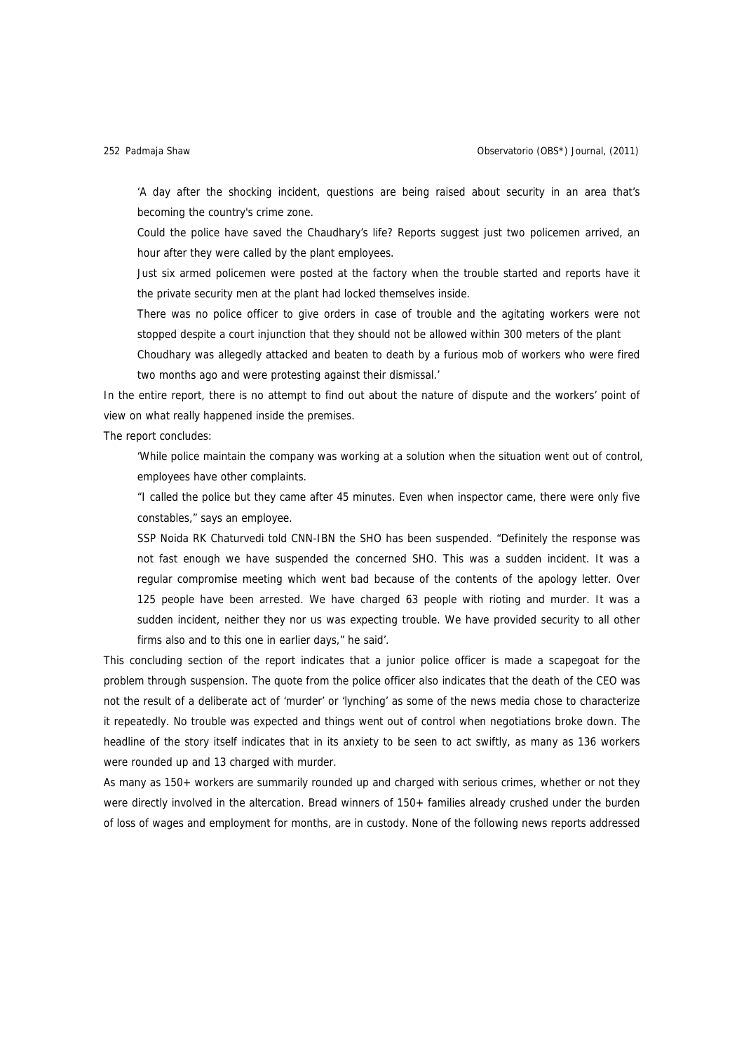> 'A day after the shocking incident, questions are being raised about security in an area that's becoming the country's crime zone.
>
> Could the police have saved the Chaudhary's life? Reports suggest just two policemen arrived, an hour after they were called by the plant employees.
>
> Just six armed policemen were posted at the factory when the trouble started and reports have it the private security men at the plant had locked themselves inside.
>
> There was no police officer to give orders in case of trouble and the agitating workers were not stopped despite a court injunction that they should not be allowed within 300 meters of the plant
>
> Choudhary was allegedly attacked and beaten to death by a furious mob of workers who were fired two months ago and were protesting against their dismissal.'

In the entire report, there is no attempt to find out about the nature of dispute and the workers' point of view on what really happened inside the premises.

The report concludes:

> 'While police maintain the company was working at a solution when the situation went out of control, employees have other complaints.
>
> "I called the police but they came after 45 minutes. Even when inspector came, there were only five constables," says an employee.
>
> SSP Noida RK Chaturvedi told CNN-IBN the SHO has been suspended. "Definitely the response was not fast enough we have suspended the concerned SHO. This was a sudden incident. It was a regular compromise meeting which went bad because of the contents of the apology letter. Over 125 people have been arrested. We have charged 63 people with rioting and murder. It was a sudden incident, neither they nor us was expecting trouble. We have provided security to all other firms also and to this one in earlier days," he said'.

This concluding section of the report indicates that a junior police officer is made a scapegoat for the problem through suspension. The quote from the police officer also indicates that the death of the CEO was not the result of a deliberate act of 'murder' or 'lynching' as some of the news media chose to characterize it repeatedly. No trouble was expected and things went out of control when negotiations broke down. The headline of the story itself indicates that in its anxiety to be seen to act swiftly, as many as 136 workers were rounded up and 13 charged with murder.

As many as 150+ workers are summarily rounded up and charged with serious crimes, whether or not they were directly involved in the altercation. Bread winners of 150+ families already crushed under the burden of loss of wages and employment for months, are in custody. None of the following news reports addressed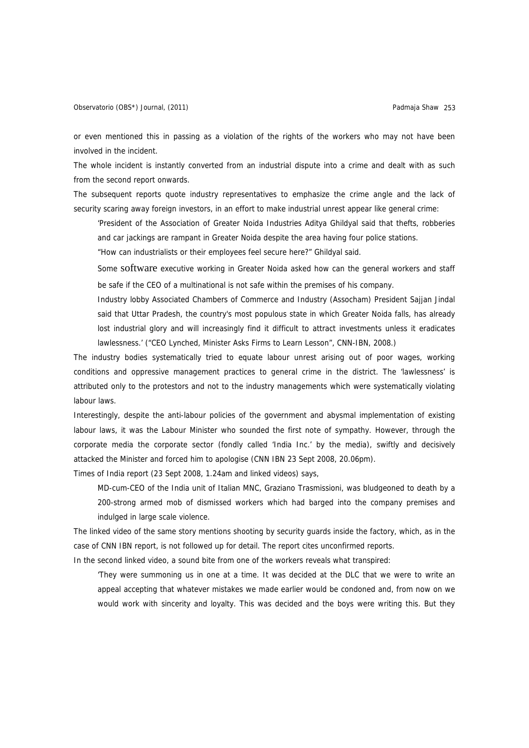or even mentioned this in passing as a violation of the rights of the workers who may not have been involved in the incident.

The whole incident is instantly converted from an industrial dispute into a crime and dealt with as such from the second report onwards.

The subsequent reports quote industry representatives to emphasize the crime angle and the lack of security scaring away foreign investors, in an effort to make industrial unrest appear like general crime:

> 'President of the Association of Greater Noida Industries Aditya Ghildyal said that thefts, robberies and car jackings are rampant in Greater Noida despite the area having four police stations.
>
> "How can industrialists or their employees feel secure here?" Ghildyal said.
>
> Some software executive working in Greater Noida asked how can the general workers and staff be safe if the CEO of a multinational is not safe within the premises of his company.
>
> Industry lobby Associated Chambers of Commerce and Industry (Assocham) President Sajjan Jindal said that Uttar Pradesh, the country's most populous state in which Greater Noida falls, has already lost industrial glory and will increasingly find it difficult to attract investments unless it eradicates lawlessness.' ("CEO Lynched, Minister Asks Firms to Learn Lesson", CNN-IBN, 2008.)

The industry bodies systematically tried to equate labour unrest arising out of poor wages, working conditions and oppressive management practices to general crime in the district. The 'lawlessness' is attributed only to the protestors and not to the industry managements which were systematically violating labour laws.

Interestingly, despite the anti-labour policies of the government and abysmal implementation of existing labour laws, it was the Labour Minister who sounded the first note of sympathy. However, through the corporate media the corporate sector (fondly called 'India Inc.' by the media), swiftly and decisively attacked the Minister and forced him to apologise (CNN IBN 23 Sept 2008, 20.06pm).

Times of India report (23 Sept 2008, 1.24am and linked videos) says,

> MD-cum-CEO of the India unit of Italian MNC, Graziano Trasmissioni, was bludgeoned to death by a 200-strong armed mob of dismissed workers which had barged into the company premises and indulged in large scale violence.

The linked video of the same story mentions shooting by security guards inside the factory, which, as in the case of CNN IBN report, is not followed up for detail. The report cites unconfirmed reports.

In the second linked video, a sound bite from one of the workers reveals what transpired:

> 'They were summoning us in one at a time. It was decided at the DLC that we were to write an appeal accepting that whatever mistakes we made earlier would be condoned and, from now on we would work with sincerity and loyalty. This was decided and the boys were writing this. But they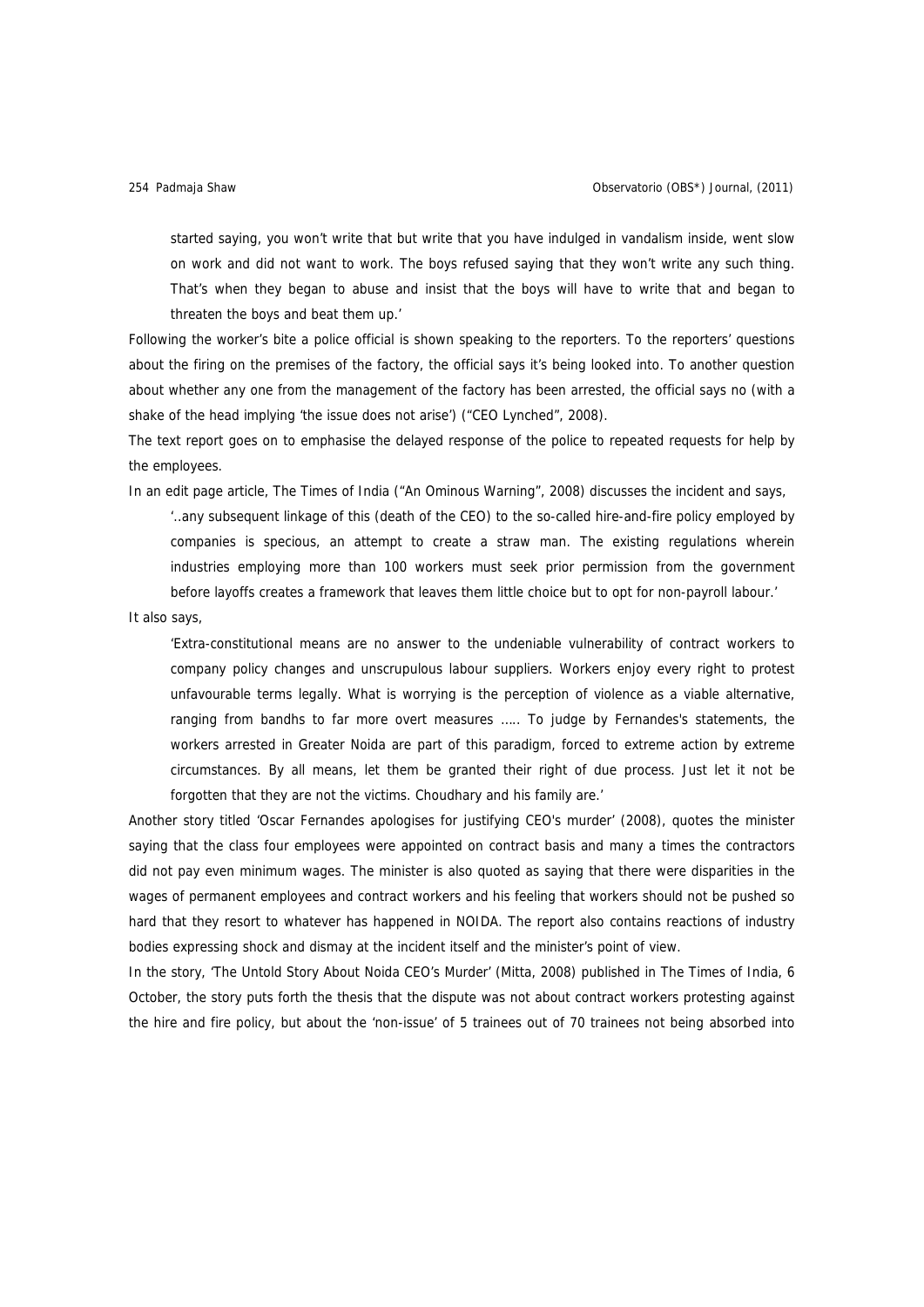> started saying, you won't write that but write that you have indulged in vandalism inside, went slow on work and did not want to work. The boys refused saying that they won't write any such thing. That's when they began to abuse and insist that the boys will have to write that and began to threaten the boys and beat them up.'

Following the worker's bite a police official is shown speaking to the reporters. To the reporters' questions about the firing on the premises of the factory, the official says it's being looked into. To another question about whether any one from the management of the factory has been arrested, the official says no (with a shake of the head implying 'the issue does not arise') ("CEO Lynched", 2008).

The text report goes on to emphasise the delayed response of the police to repeated requests for help by the employees.

In an edit page article, The Times of India ("An Ominous Warning", 2008) discusses the incident and says,

> '..any subsequent linkage of this (death of the CEO) to the so-called hire-and-fire policy employed by companies is specious, an attempt to create a straw man. The existing regulations wherein industries employing more than 100 workers must seek prior permission from the government before layoffs creates a framework that leaves them little choice but to opt for non-payroll labour.'

It also says,

> 'Extra-constitutional means are no answer to the undeniable vulnerability of contract workers to company policy changes and unscrupulous labour suppliers. Workers enjoy every right to protest unfavourable terms legally. What is worrying is the perception of violence as a viable alternative, ranging from bandhs to far more overt measures ….. To judge by Fernandes's statements, the workers arrested in Greater Noida are part of this paradigm, forced to extreme action by extreme circumstances. By all means, let them be granted their right of due process. Just let it not be forgotten that they are not the victims. Choudhary and his family are.'

Another story titled 'Oscar Fernandes apologises for justifying CEO's murder' (2008), quotes the minister saying that the class four employees were appointed on contract basis and many a times the contractors did not pay even minimum wages. The minister is also quoted as saying that there were disparities in the wages of permanent employees and contract workers and his feeling that workers should not be pushed so hard that they resort to whatever has happened in NOIDA. The report also contains reactions of industry bodies expressing shock and dismay at the incident itself and the minister's point of view.

In the story, 'The Untold Story About Noida CEO's Murder' (Mitta, 2008) published in The Times of India, 6 October, the story puts forth the thesis that the dispute was not about contract workers protesting against the hire and fire policy, but about the 'non-issue' of 5 trainees out of 70 trainees not being absorbed into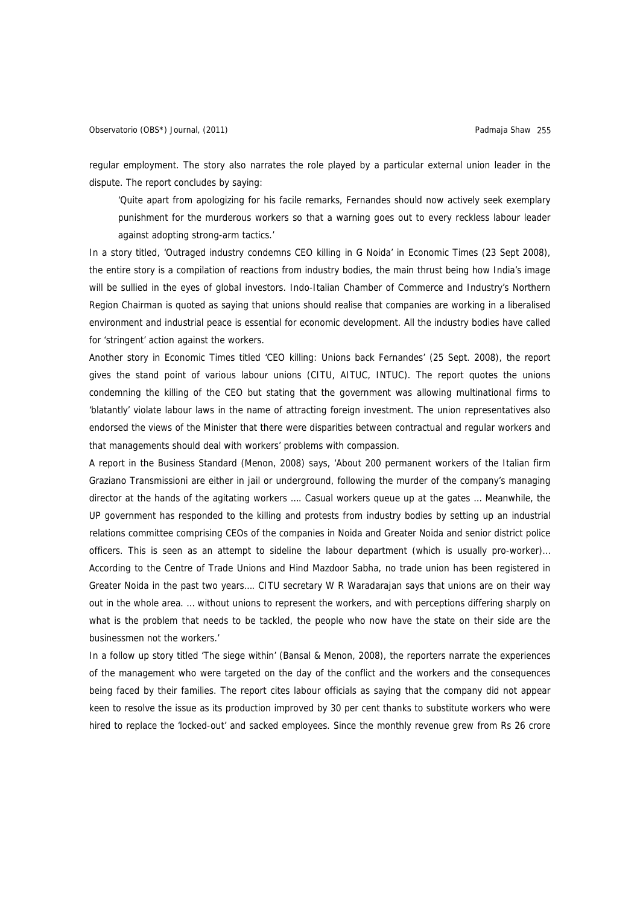regular employment. The story also narrates the role played by a particular external union leader in the dispute. The report concludes by saying:

> 'Quite apart from apologizing for his facile remarks, Fernandes should now actively seek exemplary punishment for the murderous workers so that a warning goes out to every reckless labour leader against adopting strong-arm tactics.'

In a story titled, 'Outraged industry condemns CEO killing in G Noida' in Economic Times (23 Sept 2008), the entire story is a compilation of reactions from industry bodies, the main thrust being how India's image will be sullied in the eyes of global investors. Indo-Italian Chamber of Commerce and Industry's Northern Region Chairman is quoted as saying that unions should realise that companies are working in a liberalised environment and industrial peace is essential for economic development. All the industry bodies have called for 'stringent' action against the workers.

Another story in Economic Times titled 'CEO killing: Unions back Fernandes' (25 Sept. 2008), the report gives the stand point of various labour unions (CITU, AITUC, INTUC). The report quotes the unions condemning the killing of the CEO but stating that the government was allowing multinational firms to 'blatantly' violate labour laws in the name of attracting foreign investment. The union representatives also endorsed the views of the Minister that there were disparities between contractual and regular workers and that managements should deal with workers' problems with compassion.

A report in the Business Standard (Menon, 2008) says, 'About 200 permanent workers of the Italian firm Graziano Transmissioni are either in jail or underground, following the murder of the company's managing director at the hands of the agitating workers …. Casual workers queue up at the gates … Meanwhile, the UP government has responded to the killing and protests from industry bodies by setting up an industrial relations committee comprising CEOs of the companies in Noida and Greater Noida and senior district police officers. This is seen as an attempt to sideline the labour department (which is usually pro-worker)… According to the Centre of Trade Unions and Hind Mazdoor Sabha, no trade union has been registered in Greater Noida in the past two years…. CITU secretary W R Waradarajan says that unions are on their way out in the whole area. … without unions to represent the workers, and with perceptions differing sharply on what is the problem that needs to be tackled, the people who now have the state on their side are the businessmen not the workers.'

In a follow up story titled 'The siege within' (Bansal & Menon, 2008), the reporters narrate the experiences of the management who were targeted on the day of the conflict and the workers and the consequences being faced by their families. The report cites labour officials as saying that the company did not appear keen to resolve the issue as its production improved by 30 per cent thanks to substitute workers who were hired to replace the 'locked-out' and sacked employees. Since the monthly revenue grew from Rs 26 crore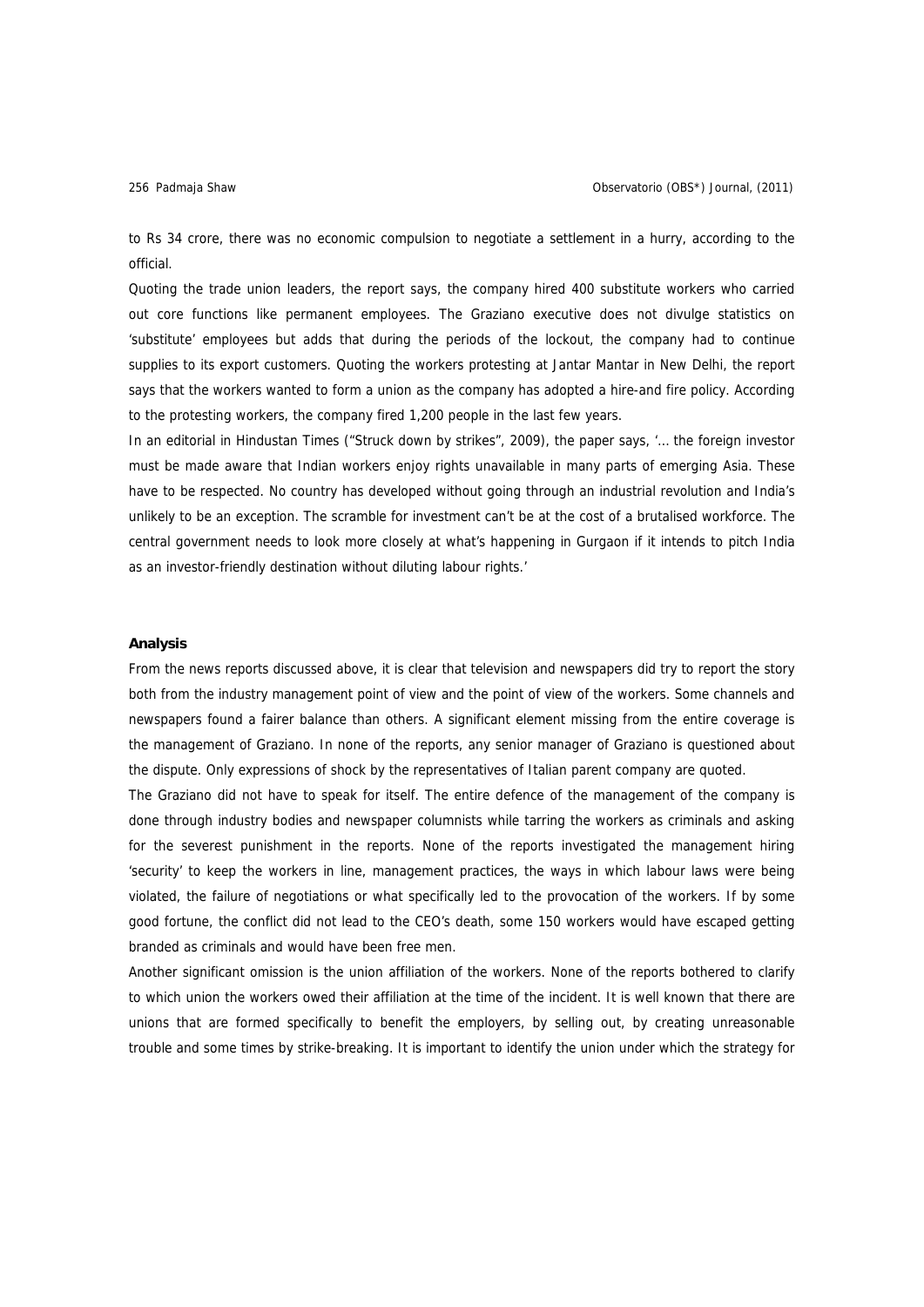to Rs 34 crore, there was no economic compulsion to negotiate a settlement in a hurry, according to the official.

Quoting the trade union leaders, the report says, the company hired 400 substitute workers who carried out core functions like permanent employees. The Graziano executive does not divulge statistics on 'substitute' employees but adds that during the periods of the lockout, the company had to continue supplies to its export customers. Quoting the workers protesting at Jantar Mantar in New Delhi, the report says that the workers wanted to form a union as the company has adopted a hire-and fire policy. According to the protesting workers, the company fired 1,200 people in the last few years.

In an editorial in Hindustan Times ("Struck down by strikes", 2009), the paper says, '... the foreign investor must be made aware that Indian workers enjoy rights unavailable in many parts of emerging Asia. These have to be respected. No country has developed without going through an industrial revolution and India's unlikely to be an exception. The scramble for investment can't be at the cost of a brutalised workforce. The central government needs to look more closely at what's happening in Gurgaon if it intends to pitch India as an investor-friendly destination without diluting labour rights.'

### Analysis

From the news reports discussed above, it is clear that television and newspapers did try to report the story both from the industry management point of view and the point of view of the workers. Some channels and newspapers found a fairer balance than others. A significant element missing from the entire coverage is the management of Graziano. In none of the reports, any senior manager of Graziano is questioned about the dispute. Only expressions of shock by the representatives of Italian parent company are quoted.

The Graziano did not have to speak for itself. The entire defence of the management of the company is done through industry bodies and newspaper columnists while tarring the workers as criminals and asking for the severest punishment in the reports. None of the reports investigated the management hiring 'security' to keep the workers in line, management practices, the ways in which labour laws were being violated, the failure of negotiations or what specifically led to the provocation of the workers. If by some good fortune, the conflict did not lead to the CEO's death, some 150 workers would have escaped getting branded as criminals and would have been free men.

Another significant omission is the union affiliation of the workers. None of the reports bothered to clarify to which union the workers owed their affiliation at the time of the incident. It is well known that there are unions that are formed specifically to benefit the employers, by selling out, by creating unreasonable trouble and some times by strike-breaking. It is important to identify the union under which the strategy for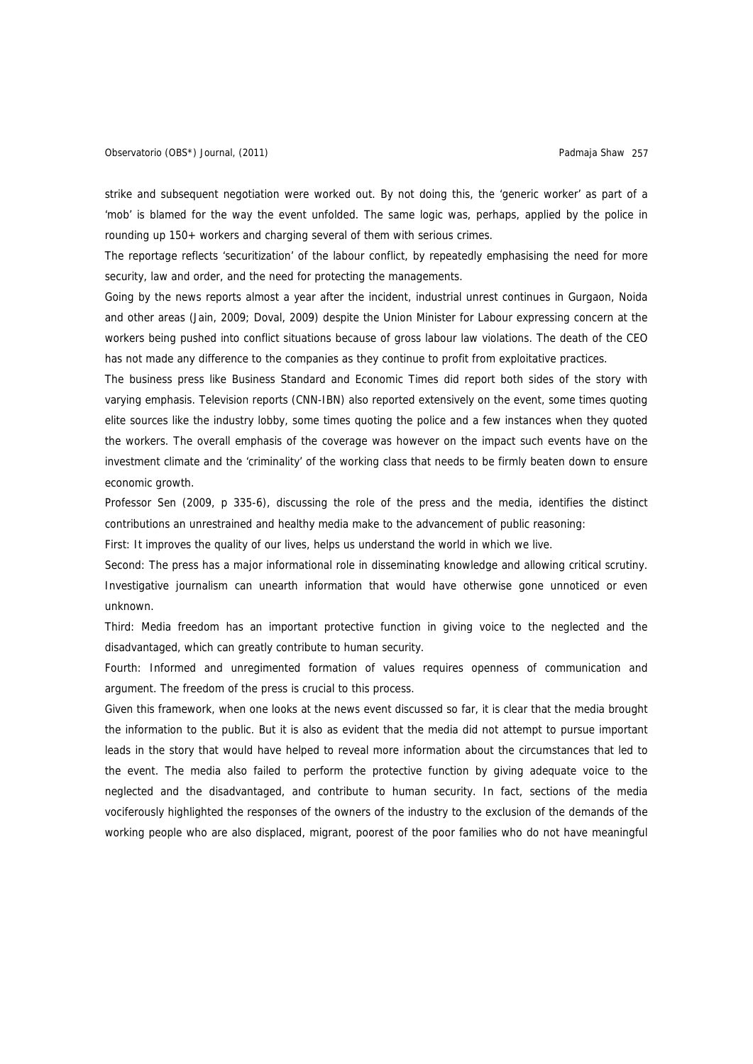strike and subsequent negotiation were worked out. By not doing this, the 'generic worker' as part of a 'mob' is blamed for the way the event unfolded. The same logic was, perhaps, applied by the police in rounding up 150+ workers and charging several of them with serious crimes.

The reportage reflects 'securitization' of the labour conflict, by repeatedly emphasising the need for more security, law and order, and the need for protecting the managements.

Going by the news reports almost a year after the incident, industrial unrest continues in Gurgaon, Noida and other areas (Jain, 2009; Doval, 2009) despite the Union Minister for Labour expressing concern at the workers being pushed into conflict situations because of gross labour law violations. The death of the CEO has not made any difference to the companies as they continue to profit from exploitative practices.

The business press like Business Standard and Economic Times did report both sides of the story with varying emphasis. Television reports (CNN-IBN) also reported extensively on the event, some times quoting elite sources like the industry lobby, some times quoting the police and a few instances when they quoted the workers. The overall emphasis of the coverage was however on the impact such events have on the investment climate and the 'criminality' of the working class that needs to be firmly beaten down to ensure economic growth.

Professor Sen (2009, p 335-6), discussing the role of the press and the media, identifies the distinct contributions an unrestrained and healthy media make to the advancement of public reasoning:

First: It improves the quality of our lives, helps us understand the world in which we live.

Second: The press has a major informational role in disseminating knowledge and allowing critical scrutiny. Investigative journalism can unearth information that would have otherwise gone unnoticed or even unknown.

Third: Media freedom has an important protective function in giving voice to the neglected and the disadvantaged, which can greatly contribute to human security.

Fourth: Informed and unregimented formation of values requires openness of communication and argument. The freedom of the press is crucial to this process.

Given this framework, when one looks at the news event discussed so far, it is clear that the media brought the information to the public. But it is also as evident that the media did not attempt to pursue important leads in the story that would have helped to reveal more information about the circumstances that led to the event. The media also failed to perform the protective function by giving adequate voice to the neglected and the disadvantaged, and contribute to human security. In fact, sections of the media vociferously highlighted the responses of the owners of the industry to the exclusion of the demands of the working people who are also displaced, migrant, poorest of the poor families who do not have meaningful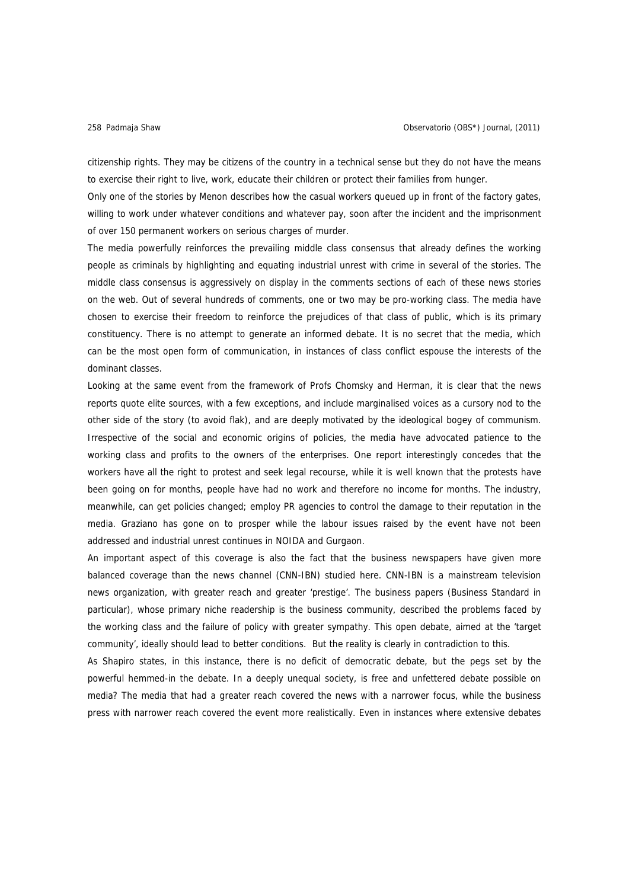citizenship rights. They may be citizens of the country in a technical sense but they do not have the means to exercise their right to live, work, educate their children or protect their families from hunger.

Only one of the stories by Menon describes how the casual workers queued up in front of the factory gates, willing to work under whatever conditions and whatever pay, soon after the incident and the imprisonment of over 150 permanent workers on serious charges of murder.

The media powerfully reinforces the prevailing middle class consensus that already defines the working people as criminals by highlighting and equating industrial unrest with crime in several of the stories. The middle class consensus is aggressively on display in the comments sections of each of these news stories on the web. Out of several hundreds of comments, one or two may be pro-working class. The media have chosen to exercise their freedom to reinforce the prejudices of that class of public, which is its primary constituency. There is no attempt to generate an informed debate. It is no secret that the media, which can be the most open form of communication, in instances of class conflict espouse the interests of the dominant classes.

Looking at the same event from the framework of Profs Chomsky and Herman, it is clear that the news reports quote elite sources, with a few exceptions, and include marginalised voices as a cursory nod to the other side of the story (to avoid flak), and are deeply motivated by the ideological bogey of communism. Irrespective of the social and economic origins of policies, the media have advocated patience to the working class and profits to the owners of the enterprises. One report interestingly concedes that the workers have all the right to protest and seek legal recourse, while it is well known that the protests have been going on for months, people have had no work and therefore no income for months. The industry, meanwhile, can get policies changed; employ PR agencies to control the damage to their reputation in the media. Graziano has gone on to prosper while the labour issues raised by the event have not been addressed and industrial unrest continues in NOIDA and Gurgaon.

An important aspect of this coverage is also the fact that the business newspapers have given more balanced coverage than the news channel (CNN-IBN) studied here. CNN-IBN is a mainstream television news organization, with greater reach and greater 'prestige'. The business papers (Business Standard in particular), whose primary niche readership is the business community, described the problems faced by the working class and the failure of policy with greater sympathy. This open debate, aimed at the 'target community', ideally should lead to better conditions. But the reality is clearly in contradiction to this.

As Shapiro states, in this instance, there is no deficit of democratic debate, but the pegs set by the powerful hemmed-in the debate. In a deeply unequal society, is free and unfettered debate possible on media? The media that had a greater reach covered the news with a narrower focus, while the business press with narrower reach covered the event more realistically. Even in instances where extensive debates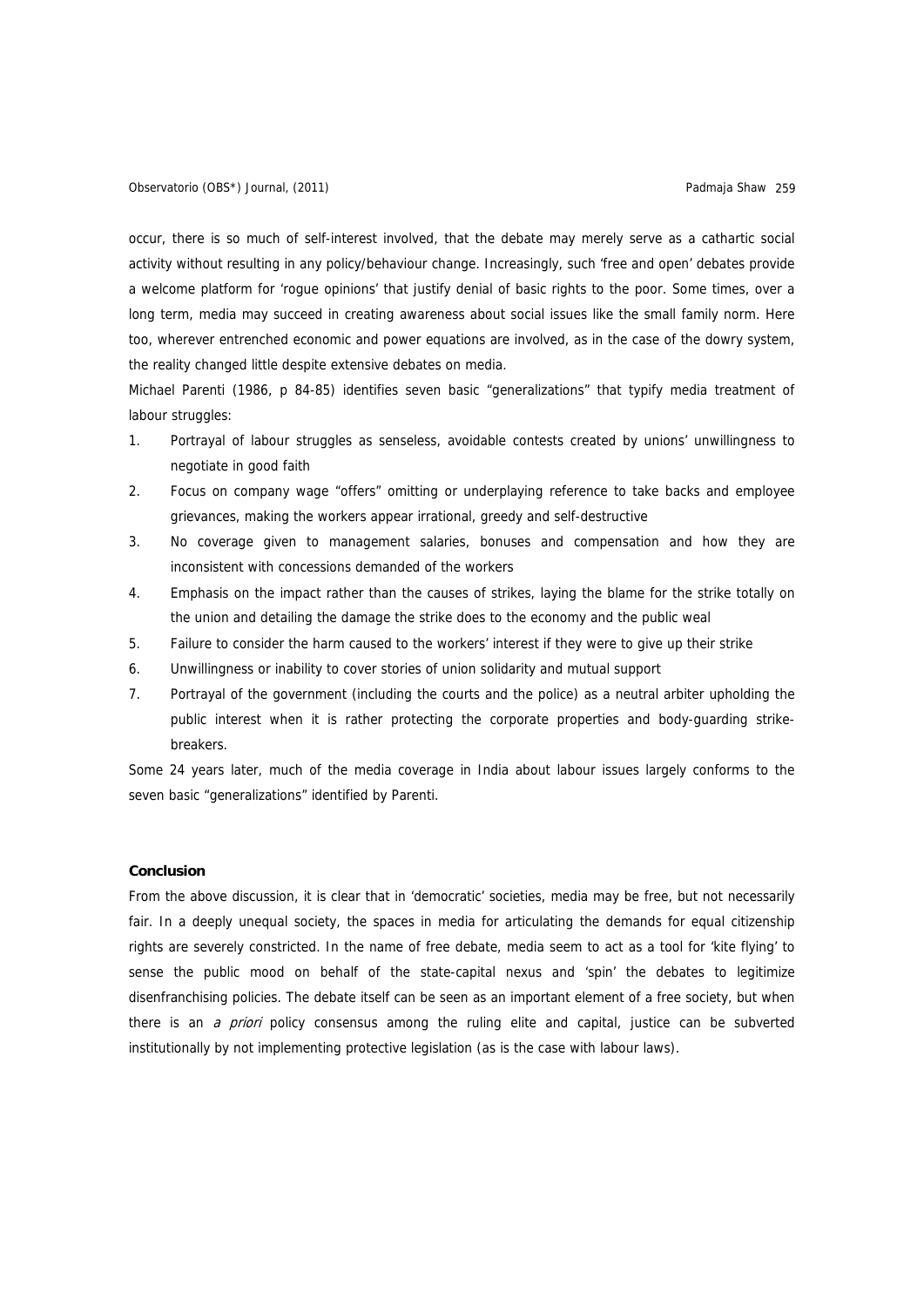occur, there is so much of self-interest involved, that the debate may merely serve as a cathartic social activity without resulting in any policy/behaviour change. Increasingly, such 'free and open' debates provide a welcome platform for 'rogue opinions' that justify denial of basic rights to the poor. Some times, over a long term, media may succeed in creating awareness about social issues like the small family norm. Here too, wherever entrenched economic and power equations are involved, as in the case of the dowry system, the reality changed little despite extensive debates on media.

Michael Parenti (1986, p 84-85) identifies seven basic "generalizations" that typify media treatment of labour struggles:

1. Portrayal of labour struggles as senseless, avoidable contests created by unions' unwillingness to negotiate in good faith
2. Focus on company wage "offers" omitting or underplaying reference to take backs and employee grievances, making the workers appear irrational, greedy and self-destructive
3. No coverage given to management salaries, bonuses and compensation and how they are inconsistent with concessions demanded of the workers
4. Emphasis on the impact rather than the causes of strikes, laying the blame for the strike totally on the union and detailing the damage the strike does to the economy and the public weal
5. Failure to consider the harm caused to the workers' interest if they were to give up their strike
6. Unwillingness or inability to cover stories of union solidarity and mutual support
7. Portrayal of the government (including the courts and the police) as a neutral arbiter upholding the public interest when it is rather protecting the corporate properties and body-guarding strike-breakers.

Some 24 years later, much of the media coverage in India about labour issues largely conforms to the seven basic "generalizations" identified by Parenti.

## Conclusion

From the above discussion, it is clear that in 'democratic' societies, media may be free, but not necessarily fair. In a deeply unequal society, the spaces in media for articulating the demands for equal citizenship rights are severely constricted. In the name of free debate, media seem to act as a tool for 'kite flying' to sense the public mood on behalf of the state-capital nexus and 'spin' the debates to legitimize disenfranchising policies. The debate itself can be seen as an important element of a free society, but when there is an *a priori* policy consensus among the ruling elite and capital, justice can be subverted institutionally by not implementing protective legislation (as is the case with labour laws).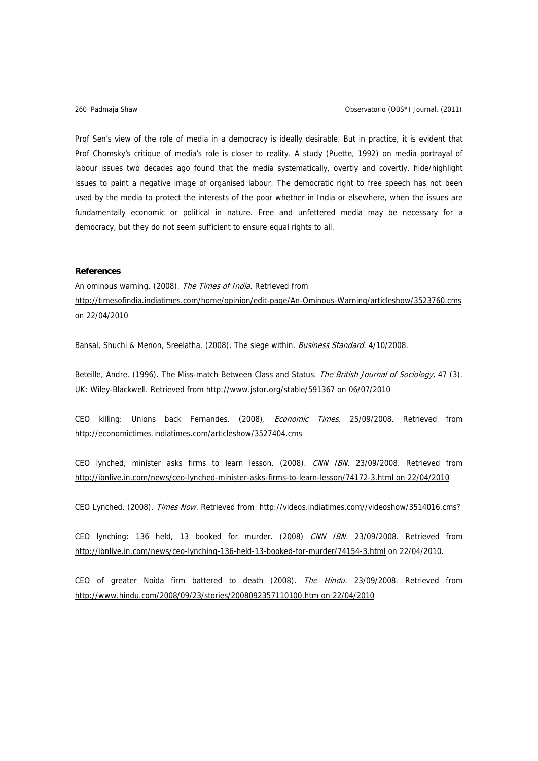Prof Sen's view of the role of media in a democracy is ideally desirable. But in practice, it is evident that Prof Chomsky's critique of media's role is closer to reality. A study (Puette, 1992) on media portrayal of labour issues two decades ago found that the media systematically, overtly and covertly, hide/highlight issues to paint a negative image of organised labour. The democratic right to free speech has not been used by the media to protect the interests of the poor whether in India or elsewhere, when the issues are fundamentally economic or political in nature. Free and unfettered media may be necessary for a democracy, but they do not seem sufficient to ensure equal rights to all.

**References**

An ominous warning. (2008). *The Times of India.* Retrieved from http://timesofindia.indiatimes.com/home/opinion/edit-page/An-Ominous-Warning/articleshow/3523760.cms on 22/04/2010

Bansal, Shuchi & Menon, Sreelatha. (2008). The siege within. *Business Standard*. 4/10/2008.

Beteille, Andre. (1996). The Miss-match Between Class and Status. *The British Journal of Sociology,* 47 (3). UK: Wiley-Blackwell. Retrieved from http://www.jstor.org/stable/591367 on 06/07/2010

CEO killing: Unions back Fernandes. (2008). *Economic Times.* 25/09/2008. Retrieved from http://economictimes.indiatimes.com/articleshow/3527404.cms

CEO lynched, minister asks firms to learn lesson. (2008). *CNN IBN*. 23/09/2008. Retrieved from http://ibnlive.in.com/news/ceo-lynched-minister-asks-firms-to-learn-lesson/74172-3.html on 22/04/2010

CEO Lynched. (2008). *Times Now*. Retrieved from http://videos.indiatimes.com//videoshow/3514016.cms?

CEO lynching: 136 held, 13 booked for murder. (2008) *CNN IBN.* 23/09/2008. Retrieved from http://ibnlive.in.com/news/ceo-lynching-136-held-13-booked-for-murder/74154-3.html on 22/04/2010.

CEO of greater Noida firm battered to death (2008). *The Hindu.* 23/09/2008. Retrieved from http://www.hindu.com/2008/09/23/stories/2008092357110100.htm on 22/04/2010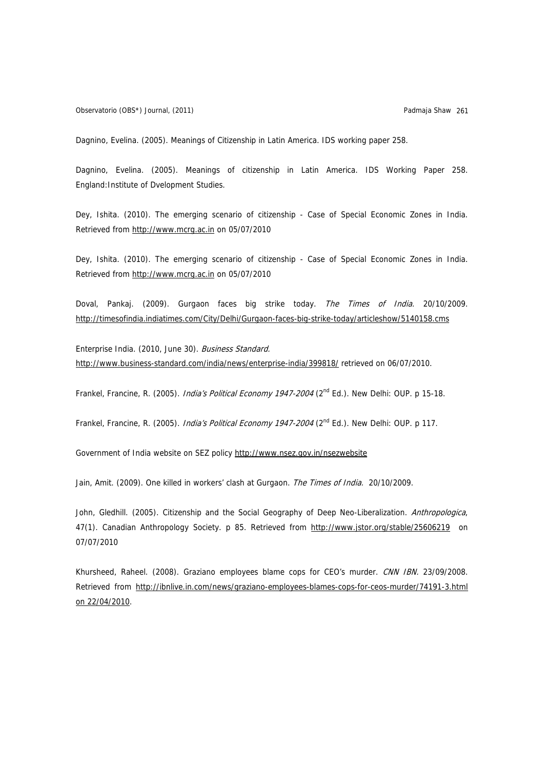Dagnino, Evelina. (2005). Meanings of Citizenship in Latin America. IDS working paper 258.

Dagnino, Evelina. (2005). Meanings of citizenship in Latin America. IDS Working Paper 258. England:Institute of Dvelopment Studies.

Dey, Ishita. (2010). The emerging scenario of citizenship - Case of Special Economic Zones in India. Retrieved from http://www.mcrg.ac.in on 05/07/2010

Dey, Ishita. (2010). The emerging scenario of citizenship - Case of Special Economic Zones in India. Retrieved from http://www.mcrg.ac.in on 05/07/2010

Doval, Pankaj. (2009). Gurgaon faces big strike today. *The Times of India.* 20/10/2009. http://timesofindia.indiatimes.com/City/Delhi/Gurgaon-faces-big-strike-today/articleshow/5140158.cms

Enterprise India. (2010, June 30). *Business Standard.* http://www.business-standard.com/india/news/enterprise-india/399818/ retrieved on 06/07/2010.

Frankel, Francine, R. (2005). *India's Political Economy 1947-2004* (2nd Ed.). New Delhi: OUP. p 15-18.

Frankel, Francine, R. (2005). *India's Political Economy 1947-2004* (2nd Ed.). New Delhi: OUP. p 117.

Government of India website on SEZ policy http://www.nsez.gov.in/nsezwebsite

Jain, Amit. (2009). One killed in workers' clash at Gurgaon. *The Times of India.* 20/10/2009.

John, Gledhill. (2005). Citizenship and the Social Geography of Deep Neo-Liberalization. *Anthropologica*, 47(1). Canadian Anthropology Society. p 85. Retrieved from http://www.jstor.org/stable/25606219 on 07/07/2010

Khursheed, Raheel. (2008). Graziano employees blame cops for CEO's murder. *CNN IBN.* 23/09/2008. Retrieved from http://ibnlive.in.com/news/graziano-employees-blames-cops-for-ceos-murder/74191-3.html on 22/04/2010.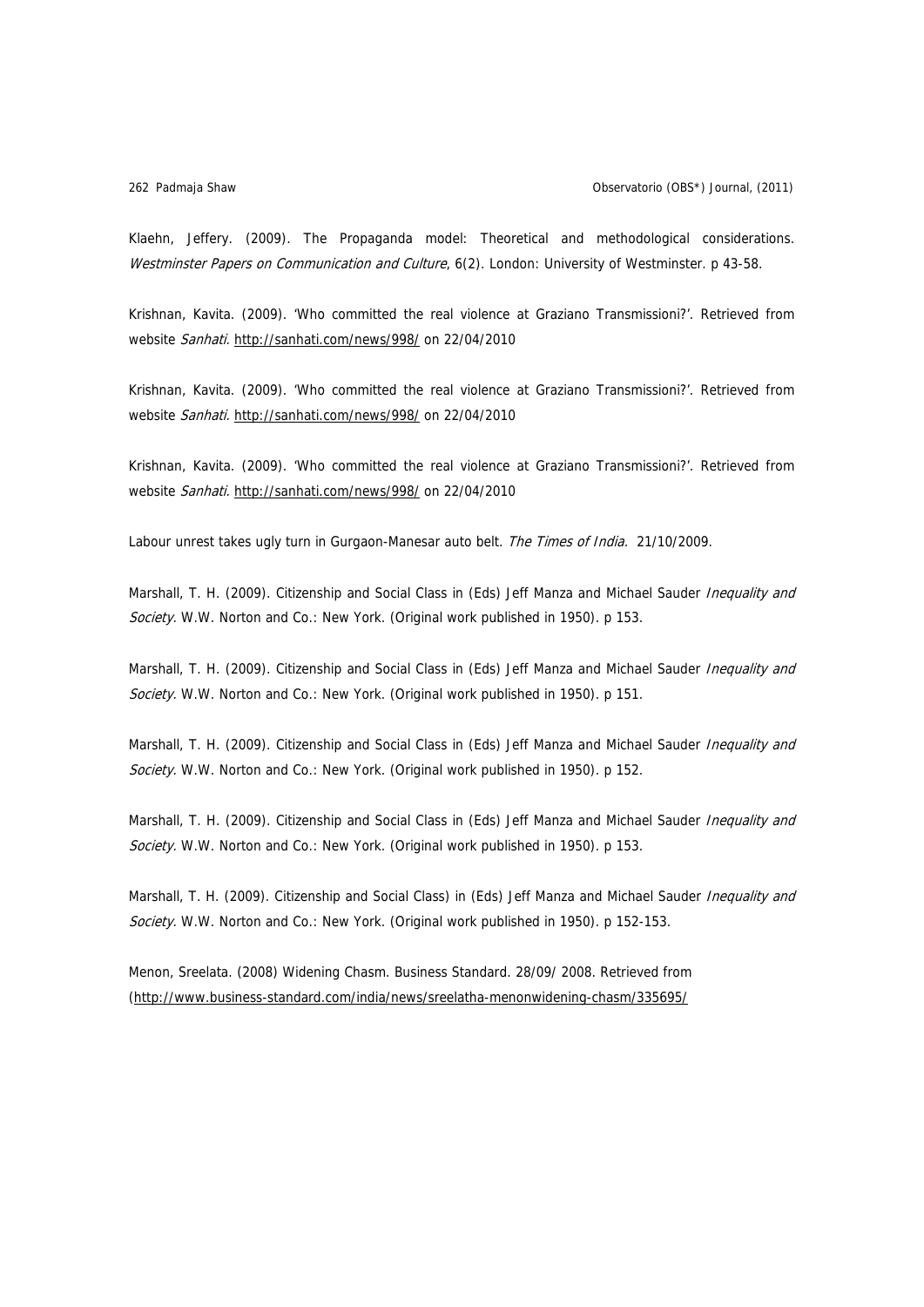Klaehn, Jeffery. (2009). The Propaganda model: Theoretical and methodological considerations. *Westminster Papers on Communication and Culture*, 6(2). London: University of Westminster. p 43-58.

Krishnan, Kavita. (2009). 'Who committed the real violence at Graziano Transmissioni?'. Retrieved from website *Sanhati.* http://sanhati.com/news/998/ on 22/04/2010

Krishnan, Kavita. (2009). 'Who committed the real violence at Graziano Transmissioni?'. Retrieved from website *Sanhati.* http://sanhati.com/news/998/ on 22/04/2010

Krishnan, Kavita. (2009). 'Who committed the real violence at Graziano Transmissioni?'. Retrieved from website *Sanhati.* http://sanhati.com/news/998/ on 22/04/2010

Labour unrest takes ugly turn in Gurgaon-Manesar auto belt. *The Times of India.* 21/10/2009.

Marshall, T. H. (2009). Citizenship and Social Class in (Eds) Jeff Manza and Michael Sauder *Inequality and Society.* W.W. Norton and Co.: New York. (Original work published in 1950). p 153.

Marshall, T. H. (2009). Citizenship and Social Class in (Eds) Jeff Manza and Michael Sauder *Inequality and Society.* W.W. Norton and Co.: New York. (Original work published in 1950). p 151.

Marshall, T. H. (2009). Citizenship and Social Class in (Eds) Jeff Manza and Michael Sauder *Inequality and Society.* W.W. Norton and Co.: New York. (Original work published in 1950). p 152.

Marshall, T. H. (2009). Citizenship and Social Class in (Eds) Jeff Manza and Michael Sauder *Inequality and Society.* W.W. Norton and Co.: New York. (Original work published in 1950). p 153.

Marshall, T. H. (2009). Citizenship and Social Class) in (Eds) Jeff Manza and Michael Sauder *Inequality and Society.* W.W. Norton and Co.: New York. (Original work published in 1950). p 152-153.

Menon, Sreelata. (2008) Widening Chasm. Business Standard. 28/09/ 2008. Retrieved from (http://www.business-standard.com/india/news/sreelatha-menonwidening-chasm/335695/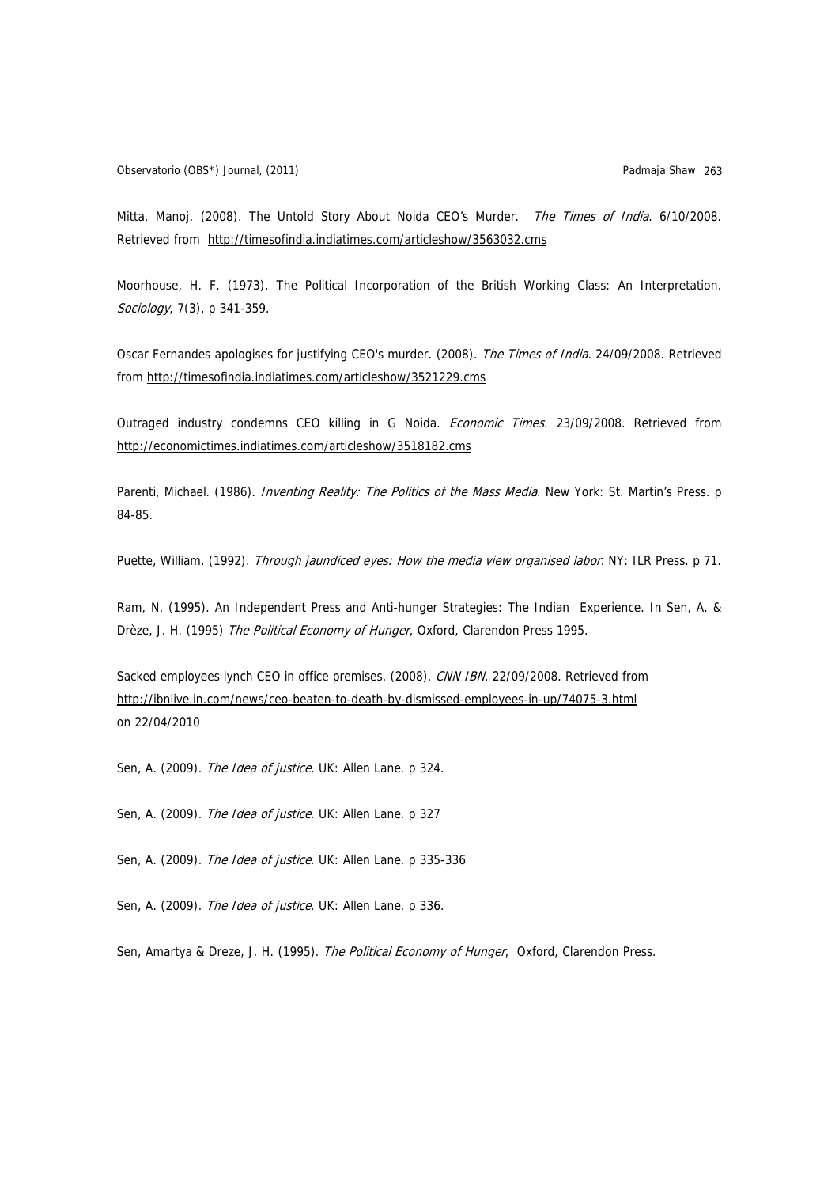Mitta, Manoj. (2008). The Untold Story About Noida CEO's Murder. *The Times of India*. 6/10/2008. Retrieved from http://timesofindia.indiatimes.com/articleshow/3563032.cms

Moorhouse, H. F. (1973). The Political Incorporation of the British Working Class: An Interpretation. *Sociology*, 7(3), p 341-359.

Oscar Fernandes apologises for justifying CEO's murder. (2008). *The Times of India*. 24/09/2008. Retrieved from http://timesofindia.indiatimes.com/articleshow/3521229.cms

Outraged industry condemns CEO killing in G Noida. *Economic Times*. 23/09/2008. Retrieved from http://economictimes.indiatimes.com/articleshow/3518182.cms

Parenti, Michael. (1986). *Inventing Reality: The Politics of the Mass Media*. New York: St. Martin's Press. p 84-85.

Puette, William. (1992). *Through jaundiced eyes: How the media view organised labor*. NY: ILR Press. p 71.

Ram, N. (1995). An Independent Press and Anti-hunger Strategies: The Indian Experience. In Sen, A. & Drèze, J. H. (1995) *The Political Economy of Hunger*, Oxford, Clarendon Press 1995.

Sacked employees lynch CEO in office premises. (2008). *CNN IBN*. 22/09/2008. Retrieved from http://ibnlive.in.com/news/ceo-beaten-to-death-by-dismissed-employees-in-up/74075-3.html on 22/04/2010

Sen, A. (2009). *The Idea of justice*. UK: Allen Lane. p 324.

Sen, A. (2009). *The Idea of justice*. UK: Allen Lane. p 327

Sen, A. (2009). *The Idea of justice*. UK: Allen Lane. p 335-336

Sen, A. (2009). *The Idea of justice*. UK: Allen Lane. p 336.

Sen, Amartya & Dreze, J. H. (1995). *The Political Economy of Hunger*, Oxford, Clarendon Press.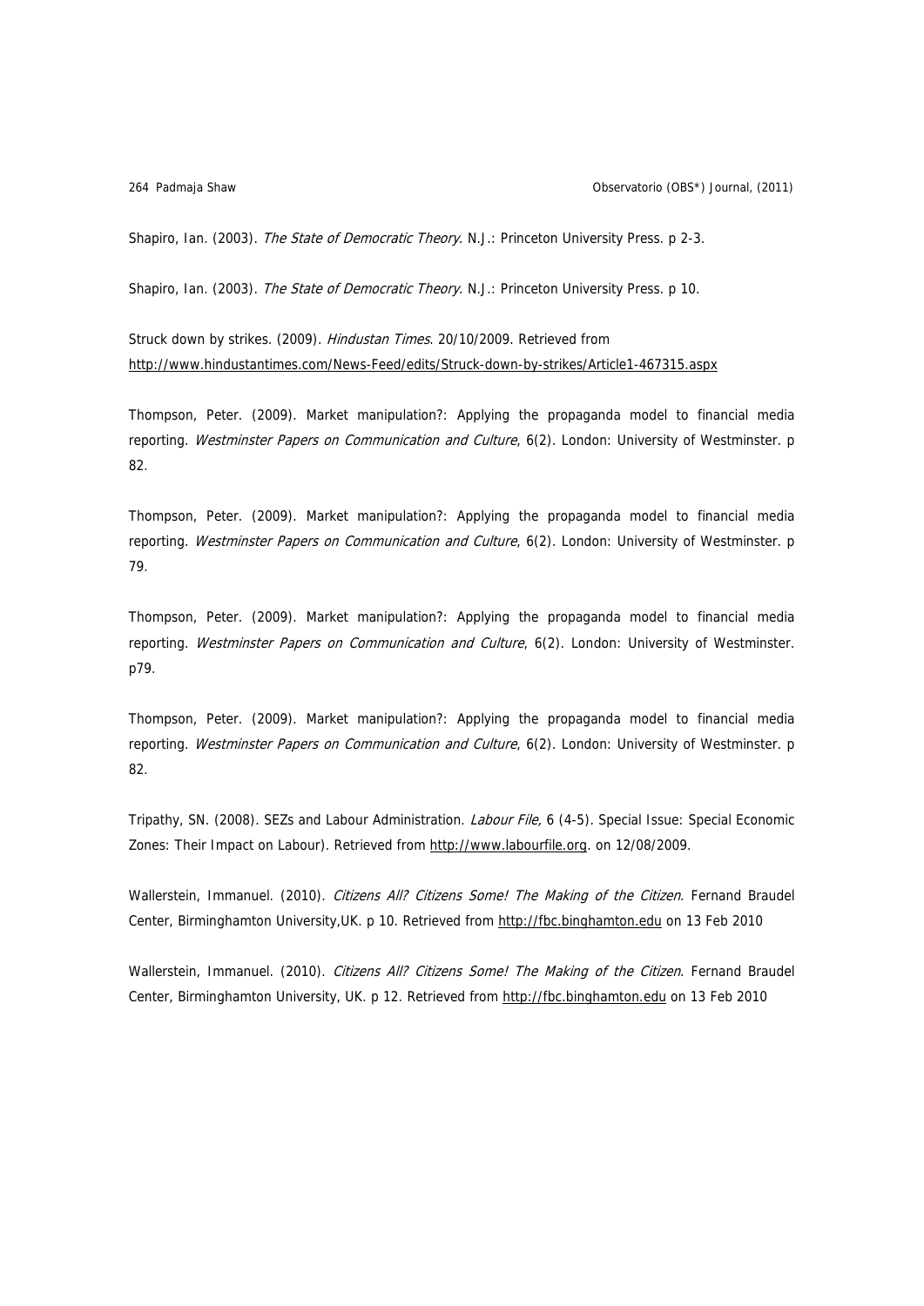Shapiro, Ian. (2003). *The State of Democratic Theory*. N.J.: Princeton University Press. p 2-3.

Shapiro, Ian. (2003). *The State of Democratic Theory*. N.J.: Princeton University Press. p 10.

Struck down by strikes. (2009). *Hindustan Times*. 20/10/2009. Retrieved from http://www.hindustantimes.com/News-Feed/edits/Struck-down-by-strikes/Article1-467315.aspx

Thompson, Peter. (2009). Market manipulation?: Applying the propaganda model to financial media reporting. *Westminster Papers on Communication and Culture*, 6(2). London: University of Westminster. p 82.

Thompson, Peter. (2009). Market manipulation?: Applying the propaganda model to financial media reporting. *Westminster Papers on Communication and Culture*, 6(2). London: University of Westminster. p 79.

Thompson, Peter. (2009). Market manipulation?: Applying the propaganda model to financial media reporting. *Westminster Papers on Communication and Culture*, 6(2). London: University of Westminster. p79.

Thompson, Peter. (2009). Market manipulation?: Applying the propaganda model to financial media reporting. *Westminster Papers on Communication and Culture*, 6(2). London: University of Westminster. p 82.

Tripathy, SN. (2008). SEZs and Labour Administration. *Labour File,* 6 (4-5). Special Issue: Special Economic Zones: Their Impact on Labour). Retrieved from http://www.labourfile.org. on 12/08/2009.

Wallerstein, Immanuel. (2010). *Citizens All? Citizens Some! The Making of the Citizen*. Fernand Braudel Center, Birminghamton University,UK. p 10. Retrieved from http://fbc.binghamton.edu on 13 Feb 2010

Wallerstein, Immanuel. (2010). *Citizens All? Citizens Some! The Making of the Citizen*. Fernand Braudel Center, Birminghamton University, UK. p 12. Retrieved from http://fbc.binghamton.edu on 13 Feb 2010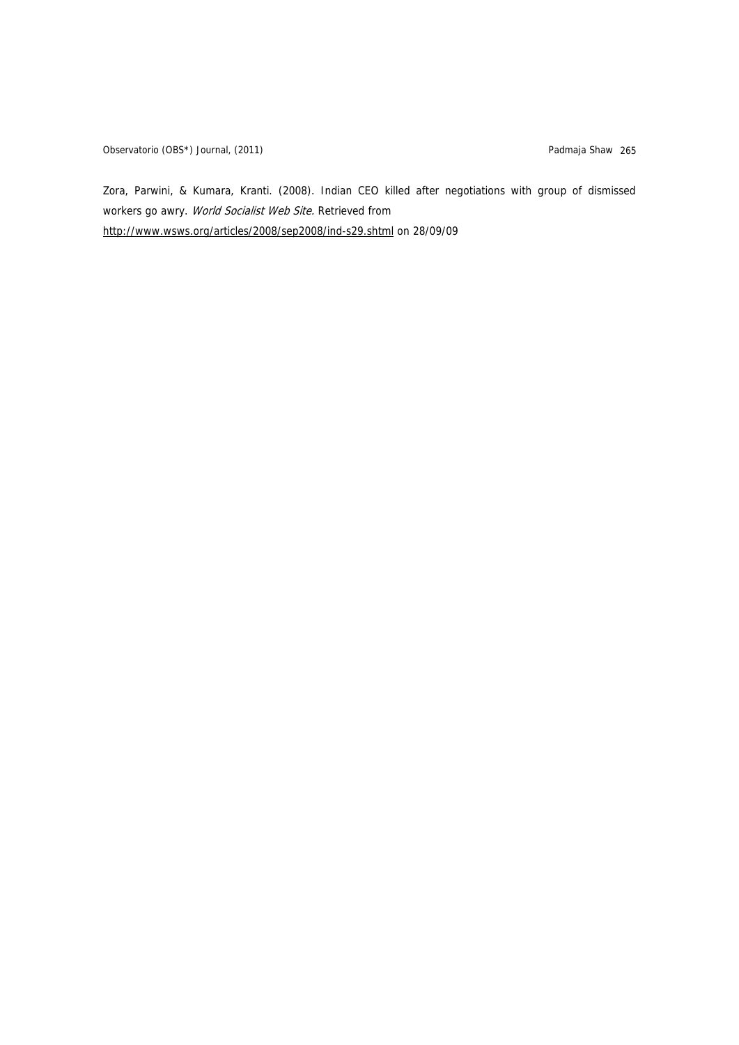Zora, Parwini, & Kumara, Kranti. (2008). Indian CEO killed after negotiations with group of dismissed workers go awry. *World Socialist Web Site*. Retrieved from http://www.wsws.org/articles/2008/sep2008/ind-s29.shtml on 28/09/09